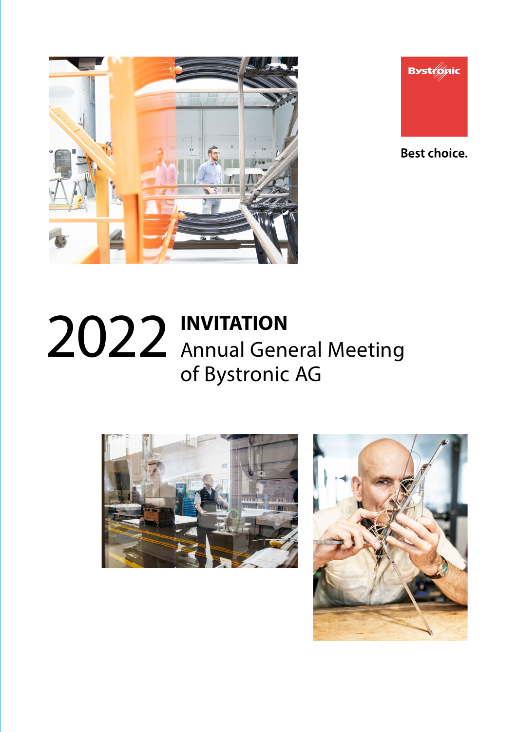Bystronic

Best choice.

# 2022 INVITATION Annual General Meeting of Bystronic AG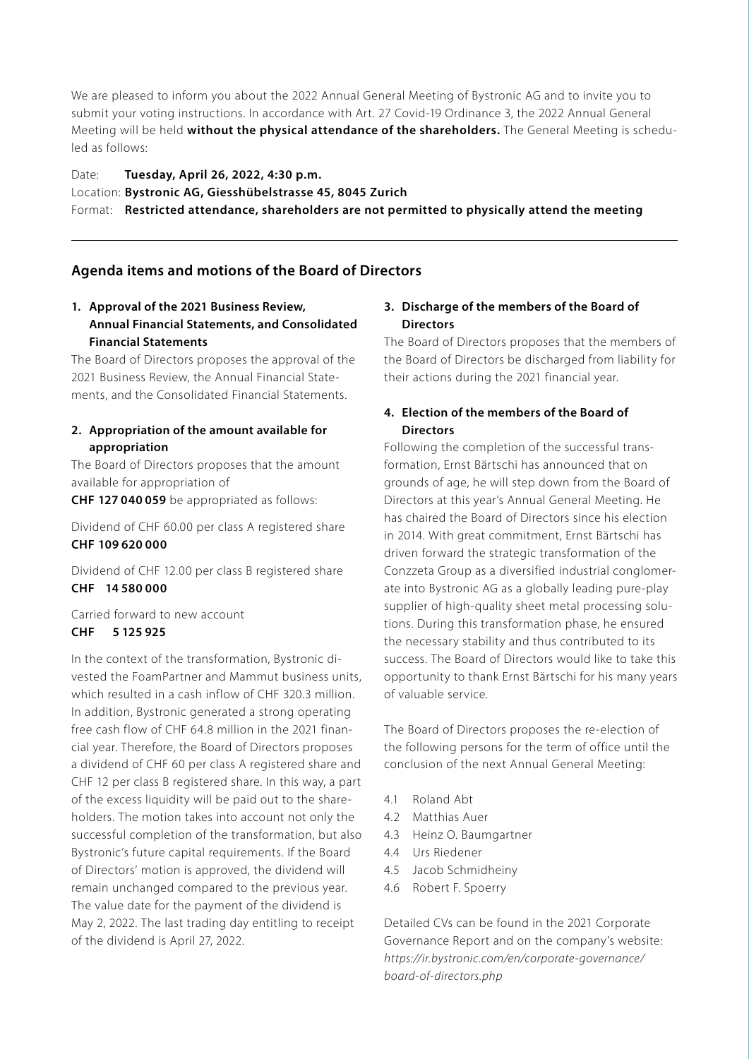We are pleased to inform you about the 2022 Annual General Meeting of Bystronic AG and to invite you to submit your voting instructions. In accordance with Art. 27 Covid-19 Ordinance 3, the 2022 Annual General Meeting will be held **without the physical attendance of the shareholders.** The General Meeting is scheduled as follows:

Date: **Tuesday, April 26, 2022, 4:30 p.m.**
Location: **Bystronic AG, Giesshübelstrasse 45, 8045 Zurich**
Format: **Restricted attendance, shareholders are not permitted to physically attend the meeting**

---

## Agenda items and motions of the Board of Directors

### 1. Approval of the 2021 Business Review, Annual Financial Statements, and Consolidated Financial Statements

The Board of Directors proposes the approval of the 2021 Business Review, the Annual Financial Statements, and the Consolidated Financial Statements.

### 2. Appropriation of the amount available for appropriation

The Board of Directors proposes that the amount available for appropriation of **CHF 127 040 059** be appropriated as follows:

Dividend of CHF 60.00 per class A registered share
**CHF 109 620 000**

Dividend of CHF 12.00 per class B registered share
**CHF 14 580 000**

Carried forward to new account
**CHF 5 125 925**

In the context of the transformation, Bystronic divested the FoamPartner and Mammut business units, which resulted in a cash inflow of CHF 320.3 million. In addition, Bystronic generated a strong operating free cash flow of CHF 64.8 million in the 2021 financial year. Therefore, the Board of Directors proposes a dividend of CHF 60 per class A registered share and CHF 12 per class B registered share. In this way, a part of the excess liquidity will be paid out to the shareholders. The motion takes into account not only the successful completion of the transformation, but also Bystronic's future capital requirements. If the Board of Directors' motion is approved, the dividend will remain unchanged compared to the previous year. The value date for the payment of the dividend is May 2, 2022. The last trading day entitling to receipt of the dividend is April 27, 2022.

### 3. Discharge of the members of the Board of Directors

The Board of Directors proposes that the members of the Board of Directors be discharged from liability for their actions during the 2021 financial year.

### 4. Election of the members of the Board of Directors

Following the completion of the successful transformation, Ernst Bärtschi has announced that on grounds of age, he will step down from the Board of Directors at this year's Annual General Meeting. He has chaired the Board of Directors since his election in 2014. With great commitment, Ernst Bärtschi has driven forward the strategic transformation of the Conzzeta Group as a diversified industrial conglomerate into Bystronic AG as a globally leading pure-play supplier of high-quality sheet metal processing solutions. During this transformation phase, he ensured the necessary stability and thus contributed to its success. The Board of Directors would like to take this opportunity to thank Ernst Bärtschi for his many years of valuable service.

The Board of Directors proposes the re-election of the following persons for the term of office until the conclusion of the next Annual General Meeting:

- 4.1 Roland Abt
- 4.2 Matthias Auer
- 4.3 Heinz O. Baumgartner
- 4.4 Urs Riedener
- 4.5 Jacob Schmidheiny
- 4.6 Robert F. Spoerry

Detailed CVs can be found in the 2021 Corporate Governance Report and on the company's website: *https://ir.bystronic.com/en/corporate-governance/board-of-directors.php*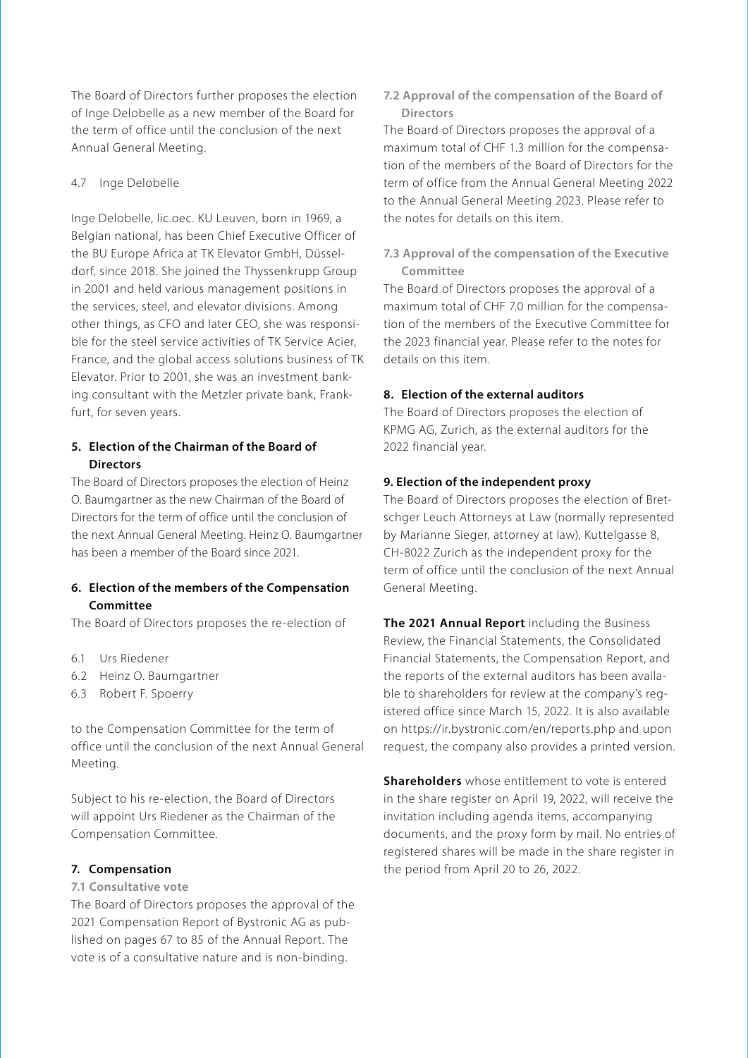The Board of Directors further proposes the election of Inge Delobelle as a new member of the Board for the term of office until the conclusion of the next Annual General Meeting.

4.7 Inge Delobelle

Inge Delobelle, lic.oec. KU Leuven, born in 1969, a Belgian national, has been Chief Executive Officer of the BU Europe Africa at TK Elevator GmbH, Düsseldorf, since 2018. She joined the Thyssenkrupp Group in 2001 and held various management positions in the services, steel, and elevator divisions. Among other things, as CFO and later CEO, she was responsible for the steel service activities of TK Service Acier, France, and the global access solutions business of TK Elevator. Prior to 2001, she was an investment banking consultant with the Metzler private bank, Frankfurt, for seven years.

## 5. Election of the Chairman of the Board of Directors

The Board of Directors proposes the election of Heinz O. Baumgartner as the new Chairman of the Board of Directors for the term of office until the conclusion of the next Annual General Meeting. Heinz O. Baumgartner has been a member of the Board since 2021.

## 6. Election of the members of the Compensation Committee

The Board of Directors proposes the re-election of

6.1 Urs Riedener
6.2 Heinz O. Baumgartner
6.3 Robert F. Spoerry

to the Compensation Committee for the term of office until the conclusion of the next Annual General Meeting.

Subject to his re-election, the Board of Directors will appoint Urs Riedener as the Chairman of the Compensation Committee.

## 7. Compensation

### 7.1 Consultative vote

The Board of Directors proposes the approval of the 2021 Compensation Report of Bystronic AG as published on pages 67 to 85 of the Annual Report. The vote is of a consultative nature and is non-binding.

### 7.2 Approval of the compensation of the Board of Directors

The Board of Directors proposes the approval of a maximum total of CHF 1.3 million for the compensation of the members of the Board of Directors for the term of office from the Annual General Meeting 2022 to the Annual General Meeting 2023. Please refer to the notes for details on this item.

### 7.3 Approval of the compensation of the Executive Committee

The Board of Directors proposes the approval of a maximum total of CHF 7.0 million for the compensation of the members of the Executive Committee for the 2023 financial year. Please refer to the notes for details on this item.

## 8. Election of the external auditors

The Board of Directors proposes the election of KPMG AG, Zurich, as the external auditors for the 2022 financial year.

## 9. Election of the independent proxy

The Board of Directors proposes the election of Bretschger Leuch Attorneys at Law (normally represented by Marianne Sieger, attorney at law), Kuttelgasse 8, CH-8022 Zurich as the independent proxy for the term of office until the conclusion of the next Annual General Meeting.

**The 2021 Annual Report** including the Business Review, the Financial Statements, the Consolidated Financial Statements, the Compensation Report, and the reports of the external auditors has been available to shareholders for review at the company's registered office since March 15, 2022. It is also available on https://ir.bystronic.com/en/reports.php and upon request, the company also provides a printed version.

**Shareholders** whose entitlement to vote is entered in the share register on April 19, 2022, will receive the invitation including agenda items, accompanying documents, and the proxy form by mail. No entries of registered shares will be made in the share register in the period from April 20 to 26, 2022.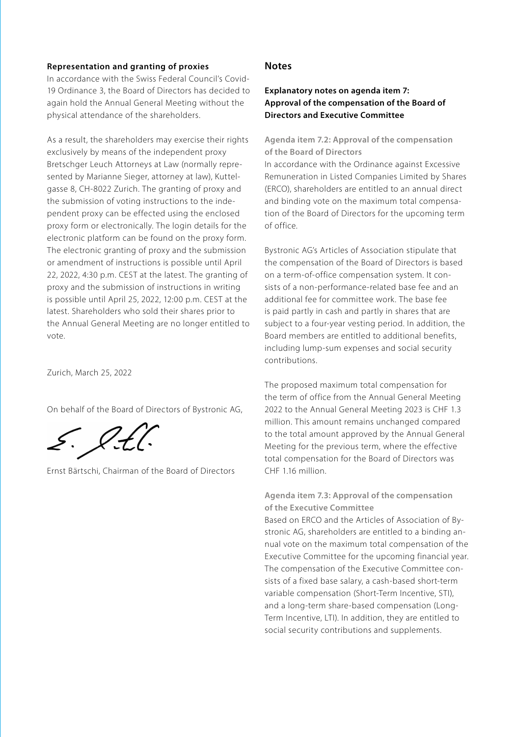#### Representation and granting of proxies

In accordance with the Swiss Federal Council's Covid-19 Ordinance 3, the Board of Directors has decided to again hold the Annual General Meeting without the physical attendance of the shareholders.

As a result, the shareholders may exercise their rights exclusively by means of the independent proxy Bretschger Leuch Attorneys at Law (normally represented by Marianne Sieger, attorney at law), Kuttelgasse 8, CH-8022 Zurich. The granting of proxy and the submission of voting instructions to the independent proxy can be effected using the enclosed proxy form or electronically. The login details for the electronic platform can be found on the proxy form. The electronic granting of proxy and the submission or amendment of instructions is possible until April 22, 2022, 4:30 p.m. CEST at the latest. The granting of proxy and the submission of instructions in writing is possible until April 25, 2022, 12:00 p.m. CEST at the latest. Shareholders who sold their shares prior to the Annual General Meeting are no longer entitled to vote.

Zurich, March 25, 2022

On behalf of the Board of Directors of Bystronic AG,

Ernst Bärtschi, Chairman of the Board of Directors

## Notes

### Explanatory notes on agenda item 7: Approval of the compensation of the Board of Directors and Executive Committee

#### Agenda item 7.2: Approval of the compensation of the Board of Directors

In accordance with the Ordinance against Excessive Remuneration in Listed Companies Limited by Shares (ERCO), shareholders are entitled to an annual direct and binding vote on the maximum total compensation of the Board of Directors for the upcoming term of office.

Bystronic AG's Articles of Association stipulate that the compensation of the Board of Directors is based on a term-of-office compensation system. It consists of a non-performance-related base fee and an additional fee for committee work. The base fee is paid partly in cash and partly in shares that are subject to a four-year vesting period. In addition, the Board members are entitled to additional benefits, including lump-sum expenses and social security contributions.

The proposed maximum total compensation for the term of office from the Annual General Meeting 2022 to the Annual General Meeting 2023 is CHF 1.3 million. This amount remains unchanged compared to the total amount approved by the Annual General Meeting for the previous term, where the effective total compensation for the Board of Directors was CHF 1.16 million.

#### Agenda item 7.3: Approval of the compensation of the Executive Committee

Based on ERCO and the Articles of Association of Bystronic AG, shareholders are entitled to a binding annual vote on the maximum total compensation of the Executive Committee for the upcoming financial year. The compensation of the Executive Committee consists of a fixed base salary, a cash-based short-term variable compensation (Short-Term Incentive, STI), and a long-term share-based compensation (Long-Term Incentive, LTI). In addition, they are entitled to social security contributions and supplements.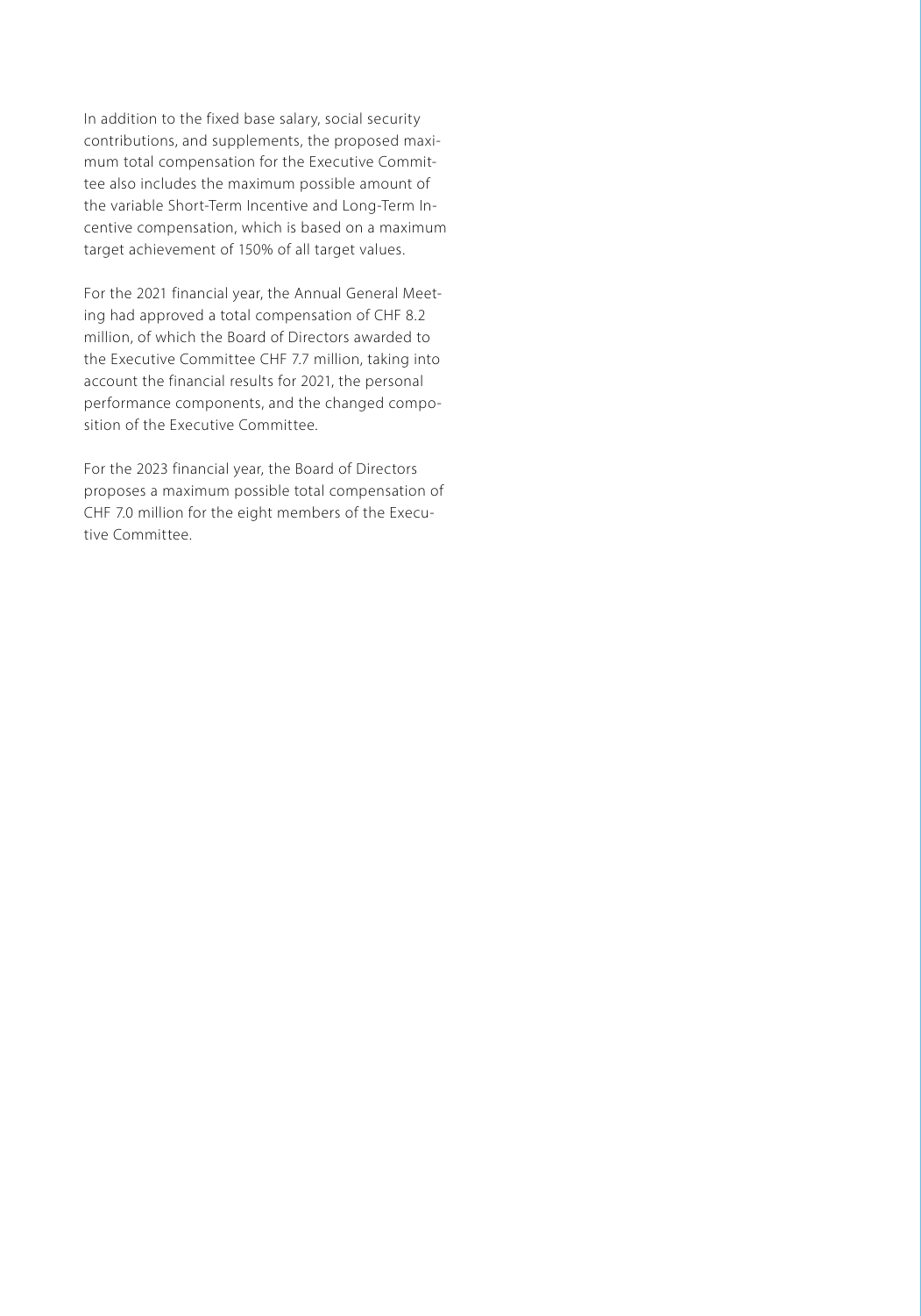In addition to the fixed base salary, social security contributions, and supplements, the proposed maximum total compensation for the Executive Committee also includes the maximum possible amount of the variable Short-Term Incentive and Long-Term Incentive compensation, which is based on a maximum target achievement of 150% of all target values.

For the 2021 financial year, the Annual General Meeting had approved a total compensation of CHF 8.2 million, of which the Board of Directors awarded to the Executive Committee CHF 7.7 million, taking into account the financial results for 2021, the personal performance components, and the changed composition of the Executive Committee.

For the 2023 financial year, the Board of Directors proposes a maximum possible total compensation of CHF 7.0 million for the eight members of the Executive Committee.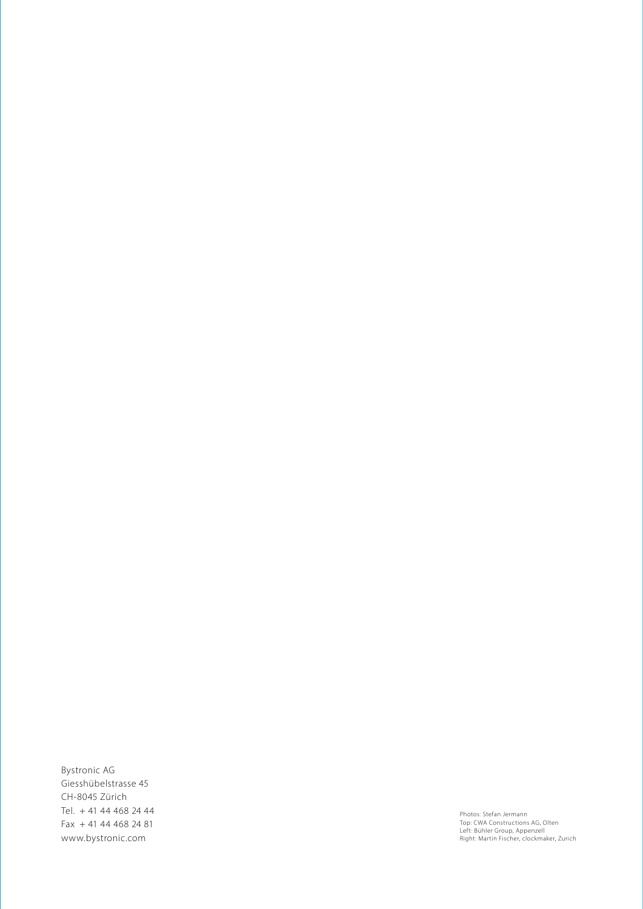Bystronic AG
Giesshübelstrasse 45
CH-8045 Zürich
Tel. + 41 44 468 24 44
Fax + 41 44 468 24 81
www.bystronic.com

Photos: Stefan Jermann
Top: CWA Constructions AG, Olten
Left: Bühler Group, Appenzell
Right: Martin Fischer, clockmaker, Zurich